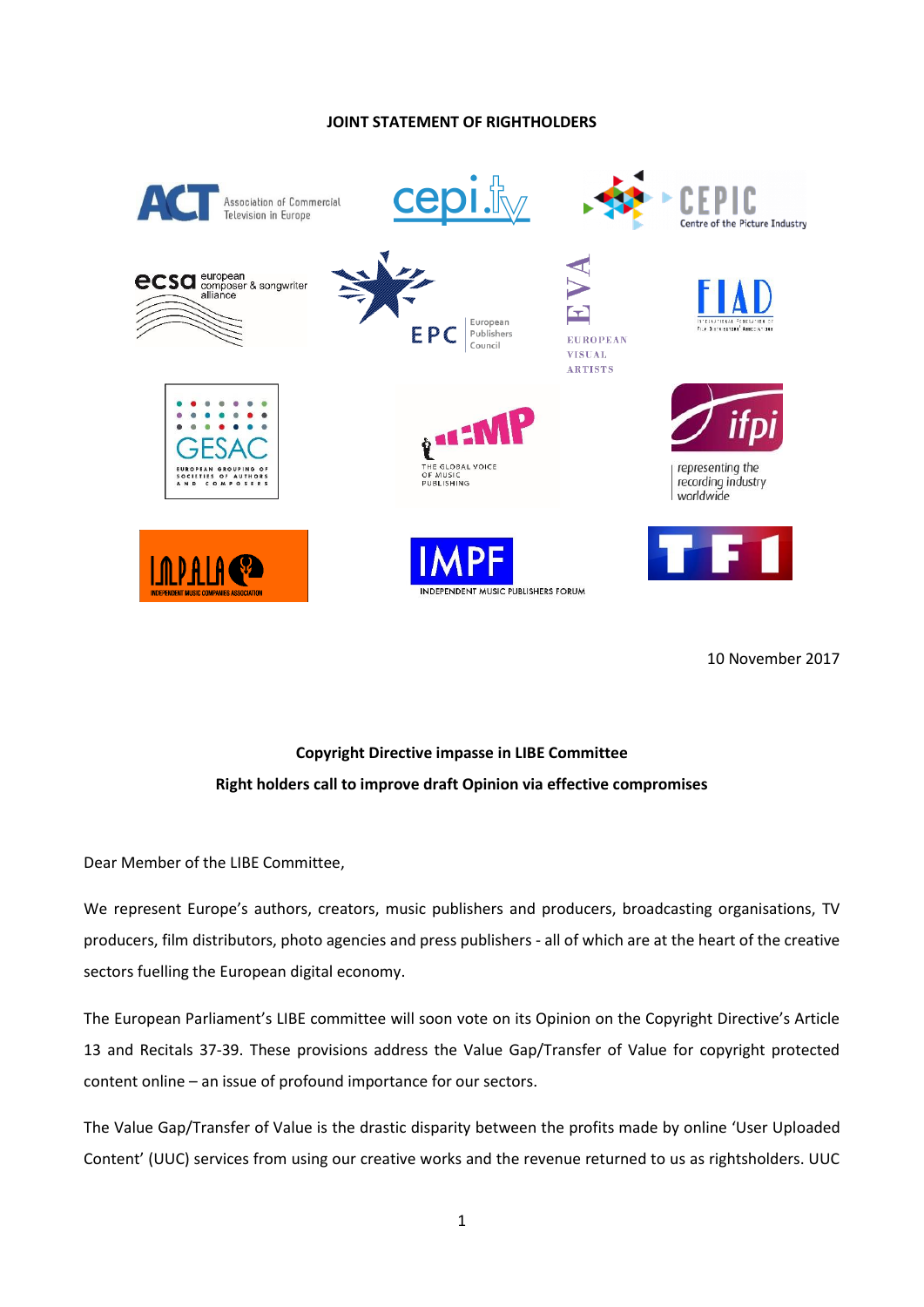**JOINT STATEMENT OF RIGHTHOLDERS**

10 November 2017

**Copyright Directive impasse in LIBE Committee**

**Right holders call to improve draft Opinion via effective compromises**

Dear Member of the LIBE Committee,

We represent Europe's authors, creators, music publishers and producers, broadcasting organisations, TV producers, film distributors, photo agencies and press publishers - all of which are at the heart of the creative sectors fuelling the European digital economy.

The European Parliament's LIBE committee will soon vote on its Opinion on the Copyright Directive's Article 13 and Recitals 37-39. These provisions address the Value Gap/Transfer of Value for copyright protected content online – an issue of profound importance for our sectors.

The Value Gap/Transfer of Value is the drastic disparity between the profits made by online 'User Uploaded Content' (UUC) services from using our creative works and the revenue returned to us as rightsholders. UUC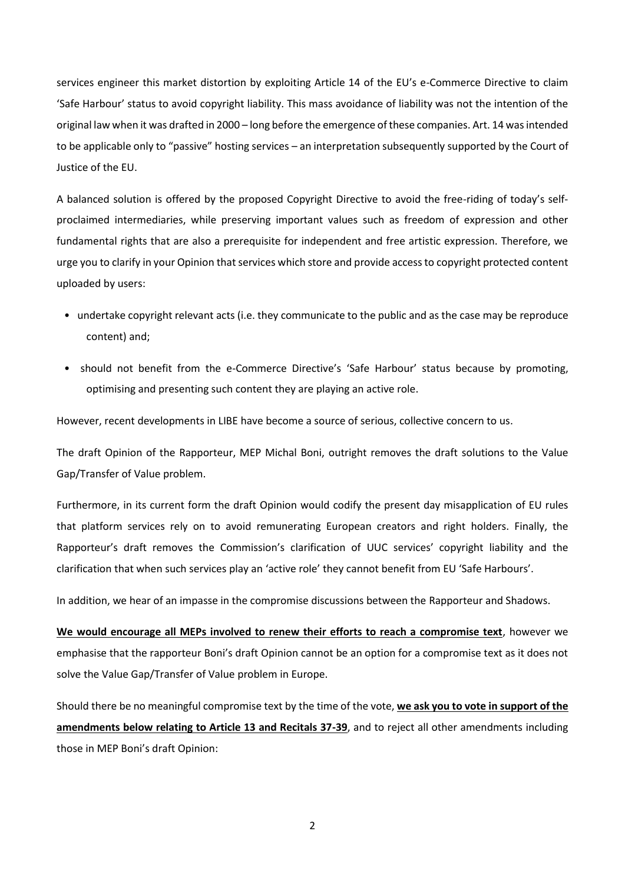services engineer this market distortion by exploiting Article 14 of the EU's e-Commerce Directive to claim 'Safe Harbour' status to avoid copyright liability. This mass avoidance of liability was not the intention of the original law when it was drafted in 2000 – long before the emergence of these companies. Art. 14 was intended to be applicable only to "passive" hosting services – an interpretation subsequently supported by the Court of Justice of the EU.

A balanced solution is offered by the proposed Copyright Directive to avoid the free-riding of today's self-proclaimed intermediaries, while preserving important values such as freedom of expression and other fundamental rights that are also a prerequisite for independent and free artistic expression. Therefore, we urge you to clarify in your Opinion that services which store and provide access to copyright protected content uploaded by users:

- undertake copyright relevant acts (i.e. they communicate to the public and as the case may be reproduce content) and;
- should not benefit from the e-Commerce Directive's 'Safe Harbour' status because by promoting, optimising and presenting such content they are playing an active role.

However, recent developments in LIBE have become a source of serious, collective concern to us.

The draft Opinion of the Rapporteur, MEP Michal Boni, outright removes the draft solutions to the Value Gap/Transfer of Value problem.

Furthermore, in its current form the draft Opinion would codify the present day misapplication of EU rules that platform services rely on to avoid remunerating European creators and right holders. Finally, the Rapporteur's draft removes the Commission's clarification of UUC services' copyright liability and the clarification that when such services play an 'active role' they cannot benefit from EU 'Safe Harbours'.

In addition, we hear of an impasse in the compromise discussions between the Rapporteur and Shadows.

**We would encourage all MEPs involved to renew their efforts to reach a compromise text**, however we emphasise that the rapporteur Boni's draft Opinion cannot be an option for a compromise text as it does not solve the Value Gap/Transfer of Value problem in Europe.

Should there be no meaningful compromise text by the time of the vote, **we ask you to vote in support of the amendments below relating to Article 13 and Recitals 37-39**, and to reject all other amendments including those in MEP Boni's draft Opinion: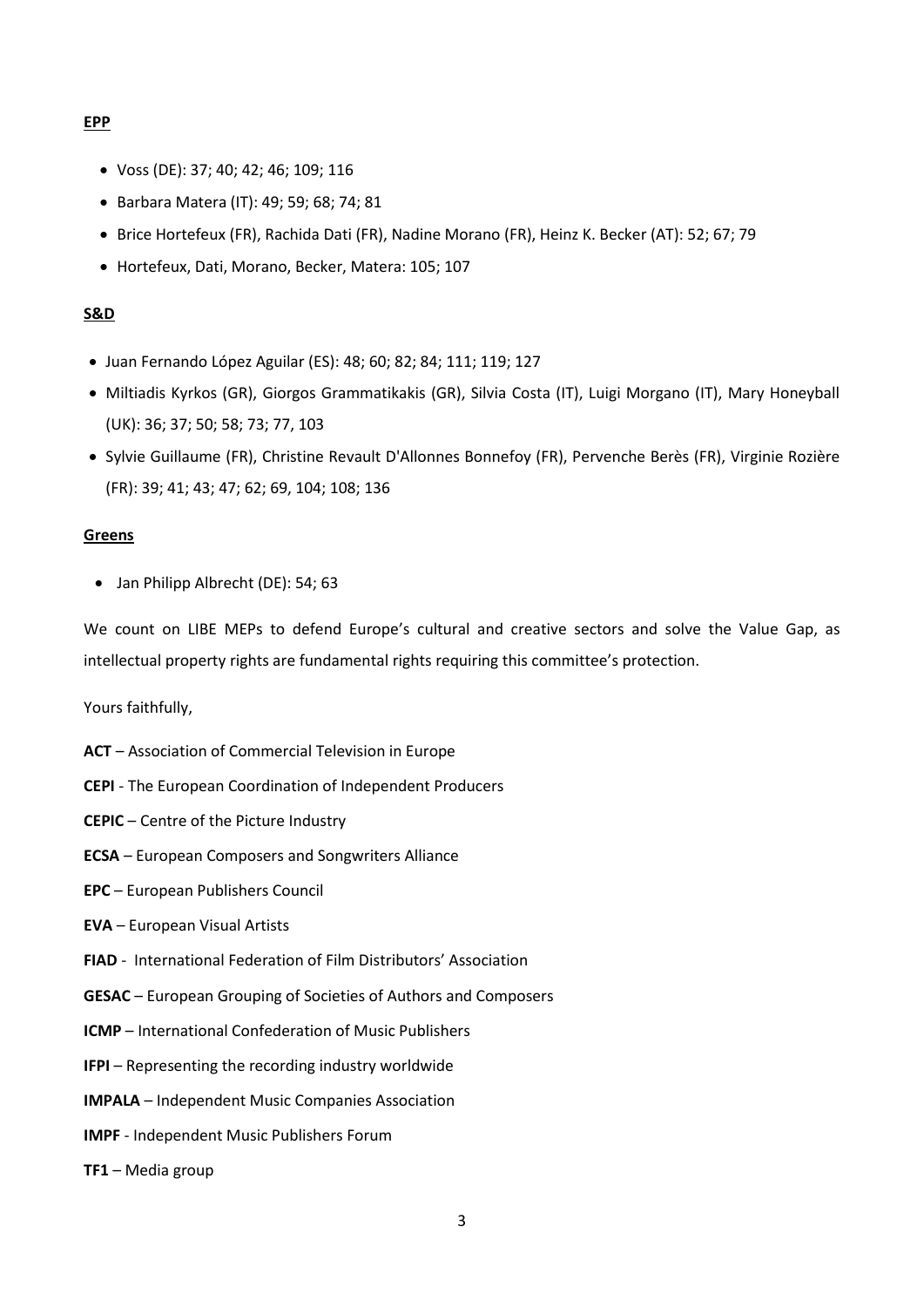**EPP**

- Voss (DE): 37; 40; 42; 46; 109; 116
- Barbara Matera (IT): 49; 59; 68; 74; 81
- Brice Hortefeux (FR), Rachida Dati (FR), Nadine Morano (FR), Heinz K. Becker (AT): 52; 67; 79
- Hortefeux, Dati, Morano, Becker, Matera: 105; 107

**S&D**

- Juan Fernando López Aguilar (ES): 48; 60; 82; 84; 111; 119; 127
- Miltiadis Kyrkos (GR), Giorgos Grammatikakis (GR), Silvia Costa (IT), Luigi Morgano (IT), Mary Honeyball (UK): 36; 37; 50; 58; 73; 77, 103
- Sylvie Guillaume (FR), Christine Revault D'Allonnes Bonnefoy (FR), Pervenche Berès (FR), Virginie Rozière (FR): 39; 41; 43; 47; 62; 69, 104; 108; 136

**Greens**

- Jan Philipp Albrecht (DE): 54; 63

We count on LIBE MEPs to defend Europe's cultural and creative sectors and solve the Value Gap, as intellectual property rights are fundamental rights requiring this committee's protection.

Yours faithfully,

**ACT** – Association of Commercial Television in Europe

**CEPI** - The European Coordination of Independent Producers

**CEPIC** – Centre of the Picture Industry

**ECSA** – European Composers and Songwriters Alliance

**EPC** – European Publishers Council

**EVA** – European Visual Artists

**FIAD** - International Federation of Film Distributors' Association

**GESAC** – European Grouping of Societies of Authors and Composers

**ICMP** – International Confederation of Music Publishers

**IFPI** – Representing the recording industry worldwide

**IMPALA** – Independent Music Companies Association

**IMPF** - Independent Music Publishers Forum

**TF1** – Media group